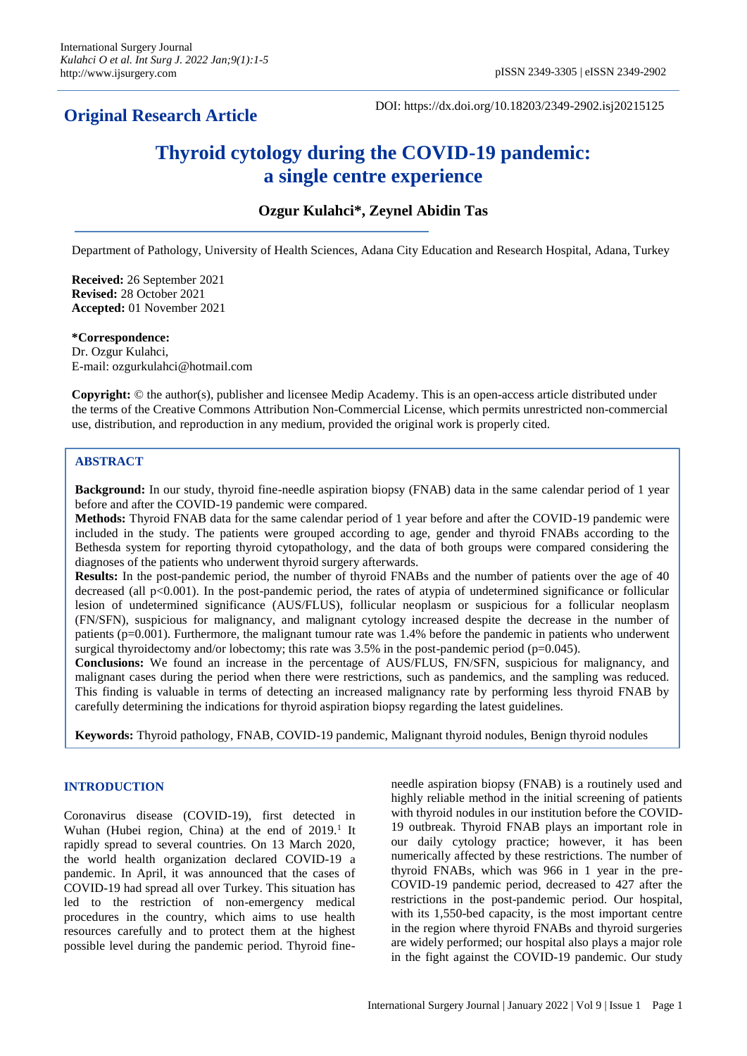**Original Research Article**

DOI: https://dx.doi.org/10.18203/2349-2902.isj20215125

# Thyroid cytology during the COVID-19 pandemic: a single centre experience

**Ozgur Kulahci\*, Zeynel Abidin Tas**

Department of Pathology, University of Health Sciences, Adana City Education and Research Hospital, Adana, Turkey

**Received:** 26 September 2021
**Revised:** 28 October 2021
**Accepted:** 01 November 2021

**\*Correspondence:**
Dr. Ozgur Kulahci,
E-mail: ozgurkulahci@hotmail.com

**Copyright:** © the author(s), publisher and licensee Medip Academy. This is an open-access article distributed under the terms of the Creative Commons Attribution Non-Commercial License, which permits unrestricted non-commercial use, distribution, and reproduction in any medium, provided the original work is properly cited.

## ABSTRACT

**Background:** In our study, thyroid fine-needle aspiration biopsy (FNAB) data in the same calendar period of 1 year before and after the COVID-19 pandemic were compared.

**Methods:** Thyroid FNAB data for the same calendar period of 1 year before and after the COVID-19 pandemic were included in the study. The patients were grouped according to age, gender and thyroid FNABs according to the Bethesda system for reporting thyroid cytopathology, and the data of both groups were compared considering the diagnoses of the patients who underwent thyroid surgery afterwards.

**Results:** In the post-pandemic period, the number of thyroid FNABs and the number of patients over the age of 40 decreased (all $p<0.001$). In the post-pandemic period, the rates of atypia of undetermined significance or follicular lesion of undetermined significance (AUS/FLUS), follicular neoplasm or suspicious for a follicular neoplasm (FN/SFN), suspicious for malignancy, and malignant cytology increased despite the decrease in the number of patients ($p=0.001$). Furthermore, the malignant tumour rate was 1.4% before the pandemic in patients who underwent surgical thyroidectomy and/or lobectomy; this rate was 3.5% in the post-pandemic period ($p=0.045$).

**Conclusions:** We found an increase in the percentage of AUS/FLUS, FN/SFN, suspicious for malignancy, and malignant cases during the period when there were restrictions, such as pandemics, and the sampling was reduced. This finding is valuable in terms of detecting an increased malignancy rate by performing less thyroid FNAB by carefully determining the indications for thyroid aspiration biopsy regarding the latest guidelines.

**Keywords:** Thyroid pathology, FNAB, COVID-19 pandemic, Malignant thyroid nodules, Benign thyroid nodules

## INTRODUCTION

Coronavirus disease (COVID-19), first detected in Wuhan (Hubei region, China) at the end of 2019.[1] It rapidly spread to several countries. On 13 March 2020, the world health organization declared COVID-19 a pandemic. In April, it was announced that the cases of COVID-19 had spread all over Turkey. This situation has led to the restriction of non-emergency medical procedures in the country, which aims to use health resources carefully and to protect them at the highest possible level during the pandemic period. Thyroid fine-needle aspiration biopsy (FNAB) is a routinely used and highly reliable method in the initial screening of patients with thyroid nodules in our institution before the COVID-19 outbreak. Thyroid FNAB plays an important role in our daily cytology practice; however, it has been numerically affected by these restrictions. The number of thyroid FNABs, which was 966 in 1 year in the pre-COVID-19 pandemic period, decreased to 427 after the restrictions in the post-pandemic period. Our hospital, with its 1,550-bed capacity, is the most important centre in the region where thyroid FNABs and thyroid surgeries are widely performed; our hospital also plays a major role in the fight against the COVID-19 pandemic. Our study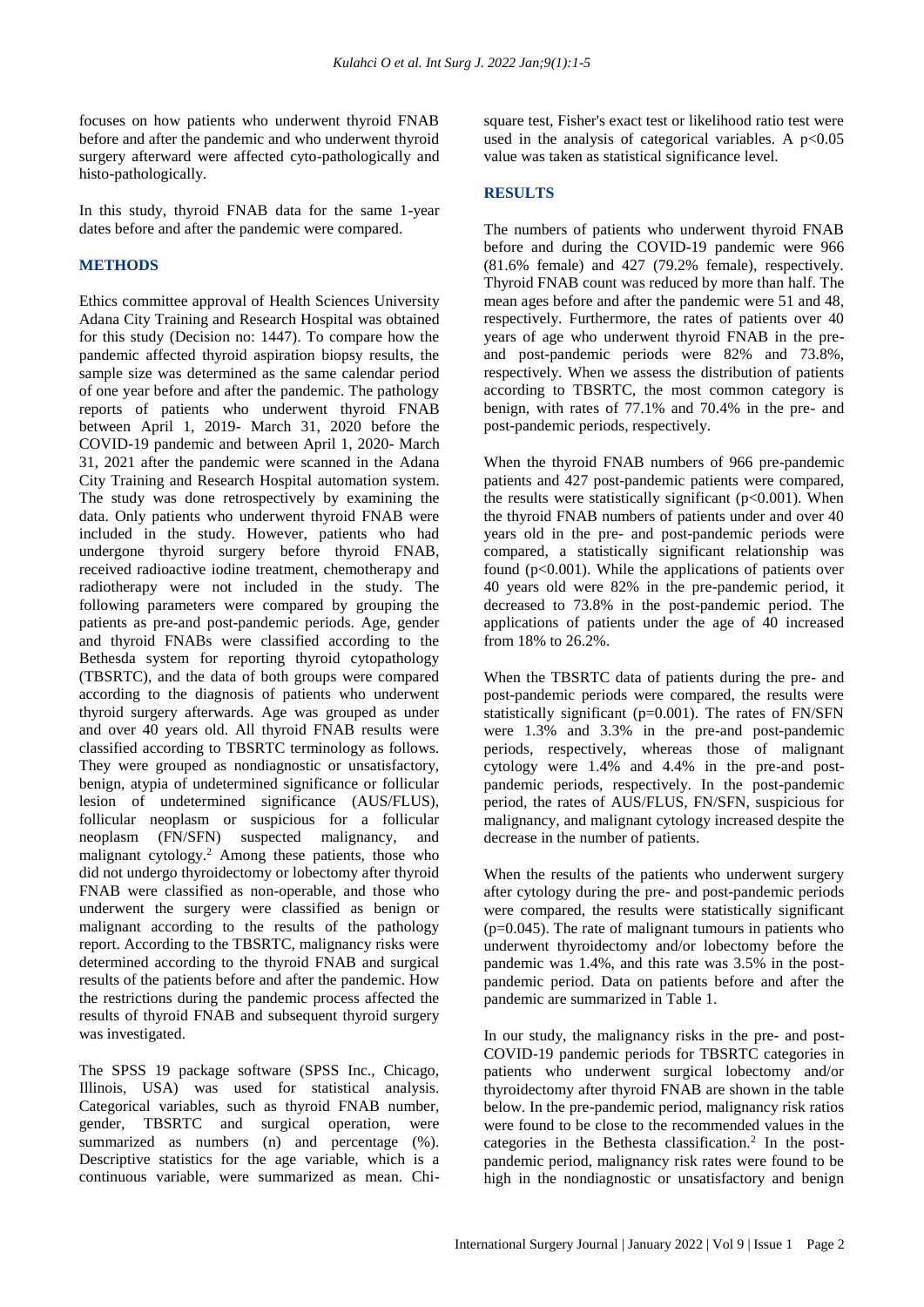focuses on how patients who underwent thyroid FNAB before and after the pandemic and who underwent thyroid surgery afterward were affected cyto-pathologically and histo-pathologically.

In this study, thyroid FNAB data for the same 1-year dates before and after the pandemic were compared.

## METHODS

Ethics committee approval of Health Sciences University Adana City Training and Research Hospital was obtained for this study (Decision no: 1447). To compare how the pandemic affected thyroid aspiration biopsy results, the sample size was determined as the same calendar period of one year before and after the pandemic. The pathology reports of patients who underwent thyroid FNAB between April 1, 2019- March 31, 2020 before the COVID-19 pandemic and between April 1, 2020- March 31, 2021 after the pandemic were scanned in the Adana City Training and Research Hospital automation system. The study was done retrospectively by examining the data. Only patients who underwent thyroid FNAB were included in the study. However, patients who had undergone thyroid surgery before thyroid FNAB, received radioactive iodine treatment, chemotherapy and radiotherapy were not included in the study. The following parameters were compared by grouping the patients as pre-and post-pandemic periods. Age, gender and thyroid FNABs were classified according to the Bethesda system for reporting thyroid cytopathology (TBSRTC), and the data of both groups were compared according to the diagnosis of patients who underwent thyroid surgery afterwards. Age was grouped as under and over 40 years old. All thyroid FNAB results were classified according to TBSRTC terminology as follows. They were grouped as nondiagnostic or unsatisfactory, benign, atypia of undetermined significance or follicular lesion of undetermined significance (AUS/FLUS), follicular neoplasm or suspicious for a follicular neoplasm (FN/SFN) suspected malignancy, and malignant cytology.[2] Among these patients, those who did not undergo thyroidectomy or lobectomy after thyroid FNAB were classified as non-operable, and those who underwent the surgery were classified as benign or malignant according to the results of the pathology report. According to the TBSRTC, malignancy risks were determined according to the thyroid FNAB and surgical results of the patients before and after the pandemic. How the restrictions during the pandemic process affected the results of thyroid FNAB and subsequent thyroid surgery was investigated.

The SPSS 19 package software (SPSS Inc., Chicago, Illinois, USA) was used for statistical analysis. Categorical variables, such as thyroid FNAB number, gender, TBSRTC and surgical operation, were summarized as numbers (n) and percentage (%). Descriptive statistics for the age variable, which is a continuous variable, were summarized as mean. Chi-square test, Fisher's exact test or likelihood ratio test were used in the analysis of categorical variables. A $p<0.05$ value was taken as statistical significance level.

## RESULTS

The numbers of patients who underwent thyroid FNAB before and during the COVID-19 pandemic were 966 (81.6% female) and 427 (79.2% female), respectively. Thyroid FNAB count was reduced by more than half. The mean ages before and after the pandemic were 51 and 48, respectively. Furthermore, the rates of patients over 40 years of age who underwent thyroid FNAB in the pre- and post-pandemic periods were 82% and 73.8%, respectively. When we assess the distribution of patients according to TBSRTC, the most common category is benign, with rates of 77.1% and 70.4% in the pre- and post-pandemic periods, respectively.

When the thyroid FNAB numbers of 966 pre-pandemic patients and 427 post-pandemic patients were compared, the results were statistically significant ($p<0.001$). When the thyroid FNAB numbers of patients under and over 40 years old in the pre- and post-pandemic periods were compared, a statistically significant relationship was found ($p<0.001$). While the applications of patients over 40 years old were 82% in the pre-pandemic period, it decreased to 73.8% in the post-pandemic period. The applications of patients under the age of 40 increased from 18% to 26.2%.

When the TBSRTC data of patients during the pre- and post-pandemic periods were compared, the results were statistically significant ($p=0.001$). The rates of FN/SFN were 1.3% and 3.3% in the pre-and post-pandemic periods, respectively, whereas those of malignant cytology were 1.4% and 4.4% in the pre-and post-pandemic periods, respectively. In the post-pandemic period, the rates of AUS/FLUS, FN/SFN, suspicious for malignancy, and malignant cytology increased despite the decrease in the number of patients.

When the results of the patients who underwent surgery after cytology during the pre- and post-pandemic periods were compared, the results were statistically significant ($p=0.045$). The rate of malignant tumours in patients who underwent thyroidectomy and/or lobectomy before the pandemic was 1.4%, and this rate was 3.5% in the post-pandemic period. Data on patients before and after the pandemic are summarized in Table 1.

In our study, the malignancy risks in the pre- and post-COVID-19 pandemic periods for TBSRTC categories in patients who underwent surgical lobectomy and/or thyroidectomy after thyroid FNAB are shown in the table below. In the pre-pandemic period, malignancy risk ratios were found to be close to the recommended values in the categories in the Bethesda classification.[2] In the post-pandemic period, malignancy risk rates were found to be high in the nondiagnostic or unsatisfactory and benign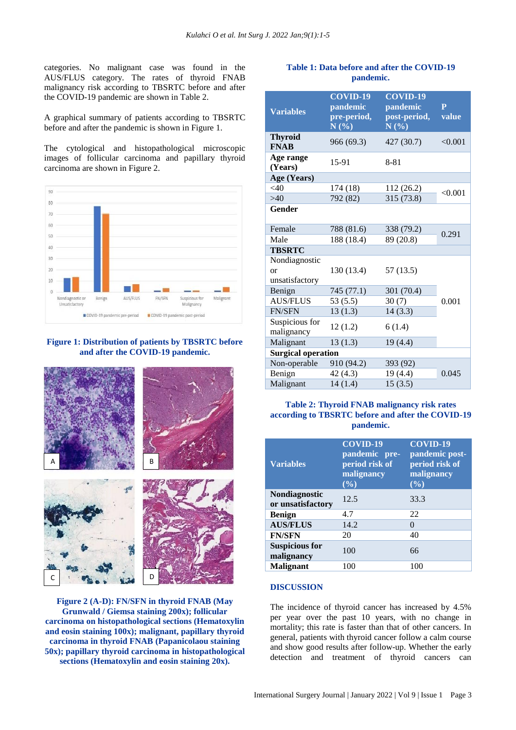categories. No malignant case was found in the AUS/FLUS category. The rates of thyroid FNAB malignancy risk according to TBSRTC before and after the COVID-19 pandemic are shown in Table 2.

A graphical summary of patients according to TBSRTC before and after the pandemic is shown in Figure 1.

The cytological and histopathological microscopic images of follicular carcinoma and papillary thyroid carcinoma are shown in Figure 2.

**Figure 1: Distribution of patients by TBSRTC before and after the COVID-19 pandemic.**

**Figure 2 (A-D): FN/SFN in thyroid FNAB (May Grunwald / Giemsa staining 200x); follicular carcinoma on histopathological sections (Hematoxylin and eosin staining 100x); malignant, papillary thyroid carcinoma in thyroid FNAB (Papanicolaou staining 50x); papillary thyroid carcinoma in histopathological sections (Hematoxylin and eosin staining 20x).**

**Table 1: Data before and after the COVID-19 pandemic.**

| Variables | COVID-19 pandemic pre-period, N (%) | COVID-19 pandemic post-period, N (%) | P value |
|---|---|---|---|
| **Thyroid FNAB** | 966 (69.3) | 427 (30.7) | <0.001 |
| **Age range (Years)** | 15-91 | 8-81 | |
| **Age (Years)** | | | |
| <40 | 174 (18) | 112 (26.2) | <0.001 |
| >40 | 792 (82) | 315 (73.8) | |
| **Gender** | | | |
| Female | 788 (81.6) | 338 (79.2) | 0.291 |
| Male | 188 (18.4) | 89 (20.8) | |
| **TBSRTC** | | | |
| Nondiagnostic or unsatisfactory | 130 (13.4) | 57 (13.5) | 0.001 |
| Benign | 745 (77.1) | 301 (70.4) | |
| AUS/FLUS | 53 (5.5) | 30 (7) | |
| FN/SFN | 13 (1.3) | 14 (3.3) | |
| Suspicious for malignancy | 12 (1.2) | 6 (1.4) | |
| Malignant | 13 (1.3) | 19 (4.4) | |
| **Surgical operation** | | | |
| Non-operable | 910 (94.2) | 393 (92) | 0.045 |
| Benign | 42 (4.3) | 19 (4.4) | |
| Malignant | 14 (1.4) | 15 (3.5) | |

**Table 2: Thyroid FNAB malignancy risk rates according to TBSRTC before and after the COVID-19 pandemic.**

| Variables | COVID-19 pandemic pre-period risk of malignancy (%) | COVID-19 pandemic post-period risk of malignancy (%) |
|---|---|---|
| **Nondiagnostic or unsatisfactory** | 12.5 | 33.3 |
| **Benign** | 4.7 | 22 |
| **AUS/FLUS** | 14.2 | 0 |
| **FN/SFN** | 20 | 40 |
| **Suspicious for malignancy** | 100 | 66 |
| **Malignant** | 100 | 100 |

## DISCUSSION

The incidence of thyroid cancer has increased by 4.5% per year over the past 10 years, with no change in mortality; this rate is faster than that of other cancers. In general, patients with thyroid cancer follow a calm course and show good results after follow-up. Whether the early detection and treatment of thyroid cancers can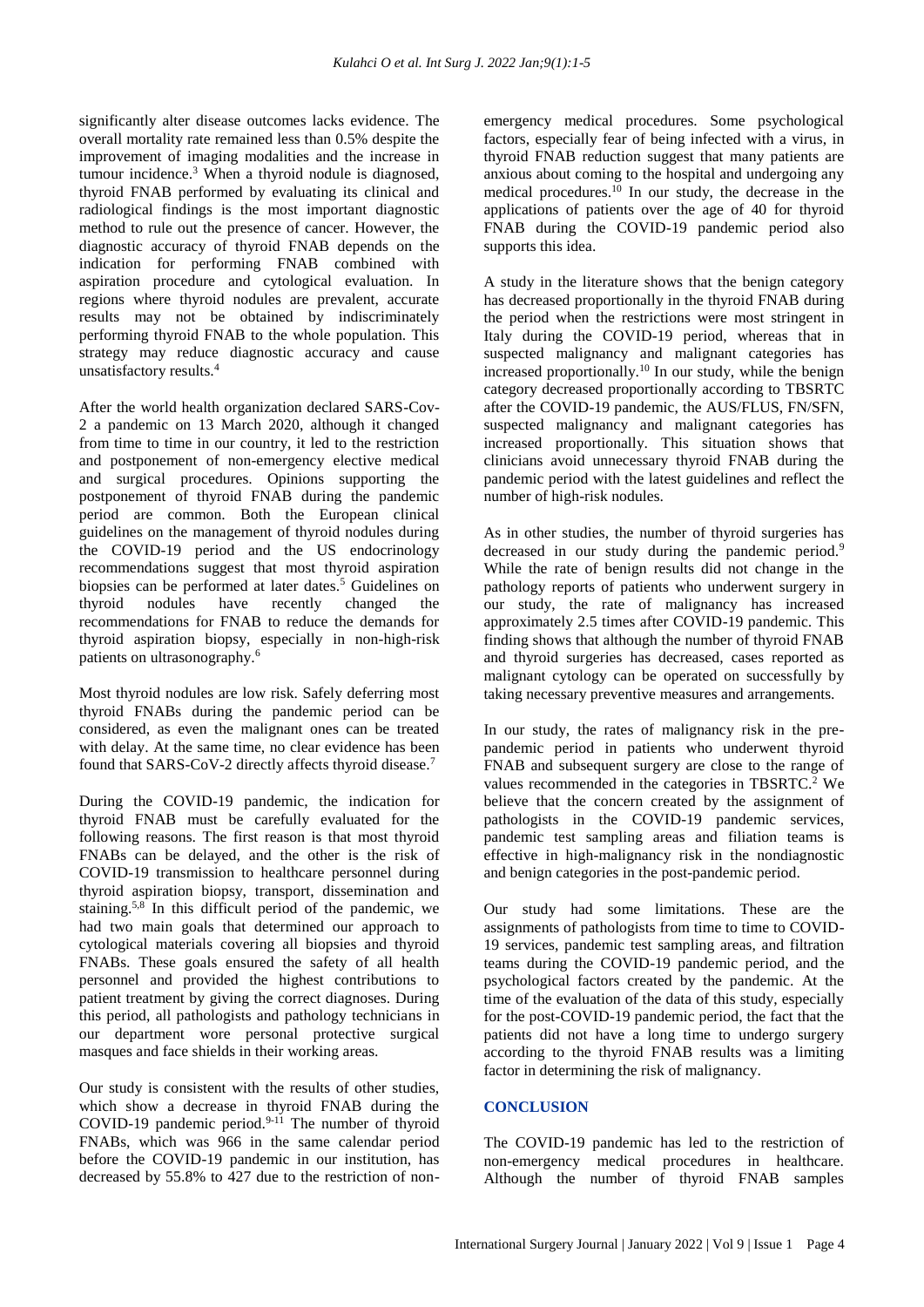significantly alter disease outcomes lacks evidence. The overall mortality rate remained less than 0.5% despite the improvement of imaging modalities and the increase in tumour incidence.[3] When a thyroid nodule is diagnosed, thyroid FNAB performed by evaluating its clinical and radiological findings is the most important diagnostic method to rule out the presence of cancer. However, the diagnostic accuracy of thyroid FNAB depends on the indication for performing FNAB combined with aspiration procedure and cytological evaluation. In regions where thyroid nodules are prevalent, accurate results may not be obtained by indiscriminately performing thyroid FNAB to the whole population. This strategy may reduce diagnostic accuracy and cause unsatisfactory results.[4]

After the world health organization declared SARS-Cov-2 a pandemic on 13 March 2020, although it changed from time to time in our country, it led to the restriction and postponement of non-emergency elective medical and surgical procedures. Opinions supporting the postponement of thyroid FNAB during the pandemic period are common. Both the European clinical guidelines on the management of thyroid nodules during the COVID-19 period and the US endocrinology recommendations suggest that most thyroid aspiration biopsies can be performed at later dates.[5] Guidelines on thyroid nodules have recently changed the recommendations for FNAB to reduce the demands for thyroid aspiration biopsy, especially in non-high-risk patients on ultrasonography.[6]

Most thyroid nodules are low risk. Safely deferring most thyroid FNABs during the pandemic period can be considered, as even the malignant ones can be treated with delay. At the same time, no clear evidence has been found that SARS-CoV-2 directly affects thyroid disease.[7]

During the COVID-19 pandemic, the indication for thyroid FNAB must be carefully evaluated for the following reasons. The first reason is that most thyroid FNABs can be delayed, and the other is the risk of COVID-19 transmission to healthcare personnel during thyroid aspiration biopsy, transport, dissemination and staining.[5,8] In this difficult period of the pandemic, we had two main goals that determined our approach to cytological materials covering all biopsies and thyroid FNABs. These goals ensured the safety of all health personnel and provided the highest contributions to patient treatment by giving the correct diagnoses. During this period, all pathologists and pathology technicians in our department wore personal protective surgical masques and face shields in their working areas.

Our study is consistent with the results of other studies, which show a decrease in thyroid FNAB during the COVID-19 pandemic period.[9-11] The number of thyroid FNABs, which was 966 in the same calendar period before the COVID-19 pandemic in our institution, has decreased by 55.8% to 427 due to the restriction of non-emergency medical procedures. Some psychological factors, especially fear of being infected with a virus, in thyroid FNAB reduction suggest that many patients are anxious about coming to the hospital and undergoing any medical procedures.[10] In our study, the decrease in the applications of patients over the age of 40 for thyroid FNAB during the COVID-19 pandemic period also supports this idea.

A study in the literature shows that the benign category has decreased proportionally in the thyroid FNAB during the period when the restrictions were most stringent in Italy during the COVID-19 period, whereas that in suspected malignancy and malignant categories has increased proportionally.[10] In our study, while the benign category decreased proportionally according to TBSRTC after the COVID-19 pandemic, the AUS/FLUS, FN/SFN, suspected malignancy and malignant categories has increased proportionally. This situation shows that clinicians avoid unnecessary thyroid FNAB during the pandemic period with the latest guidelines and reflect the number of high-risk nodules.

As in other studies, the number of thyroid surgeries has decreased in our study during the pandemic period.[9] While the rate of benign results did not change in the pathology reports of patients who underwent surgery in our study, the rate of malignancy has increased approximately 2.5 times after COVID-19 pandemic. This finding shows that although the number of thyroid FNAB and thyroid surgeries has decreased, cases reported as malignant cytology can be operated on successfully by taking necessary preventive measures and arrangements.

In our study, the rates of malignancy risk in the pre-pandemic period in patients who underwent thyroid FNAB and subsequent surgery are close to the range of values recommended in the categories in TBSRTC.[2] We believe that the concern created by the assignment of pathologists in the COVID-19 pandemic services, pandemic test sampling areas and filiation teams is effective in high-malignancy risk in the nondiagnostic and benign categories in the post-pandemic period.

Our study had some limitations. These are the assignments of pathologists from time to time to COVID-19 services, pandemic test sampling areas, and filtration teams during the COVID-19 pandemic period, and the psychological factors created by the pandemic. At the time of the evaluation of the data of this study, especially for the post-COVID-19 pandemic period, the fact that the patients did not have a long time to undergo surgery according to the thyroid FNAB results was a limiting factor in determining the risk of malignancy.

## CONCLUSION

The COVID-19 pandemic has led to the restriction of non-emergency medical procedures in healthcare. Although the number of thyroid FNAB samples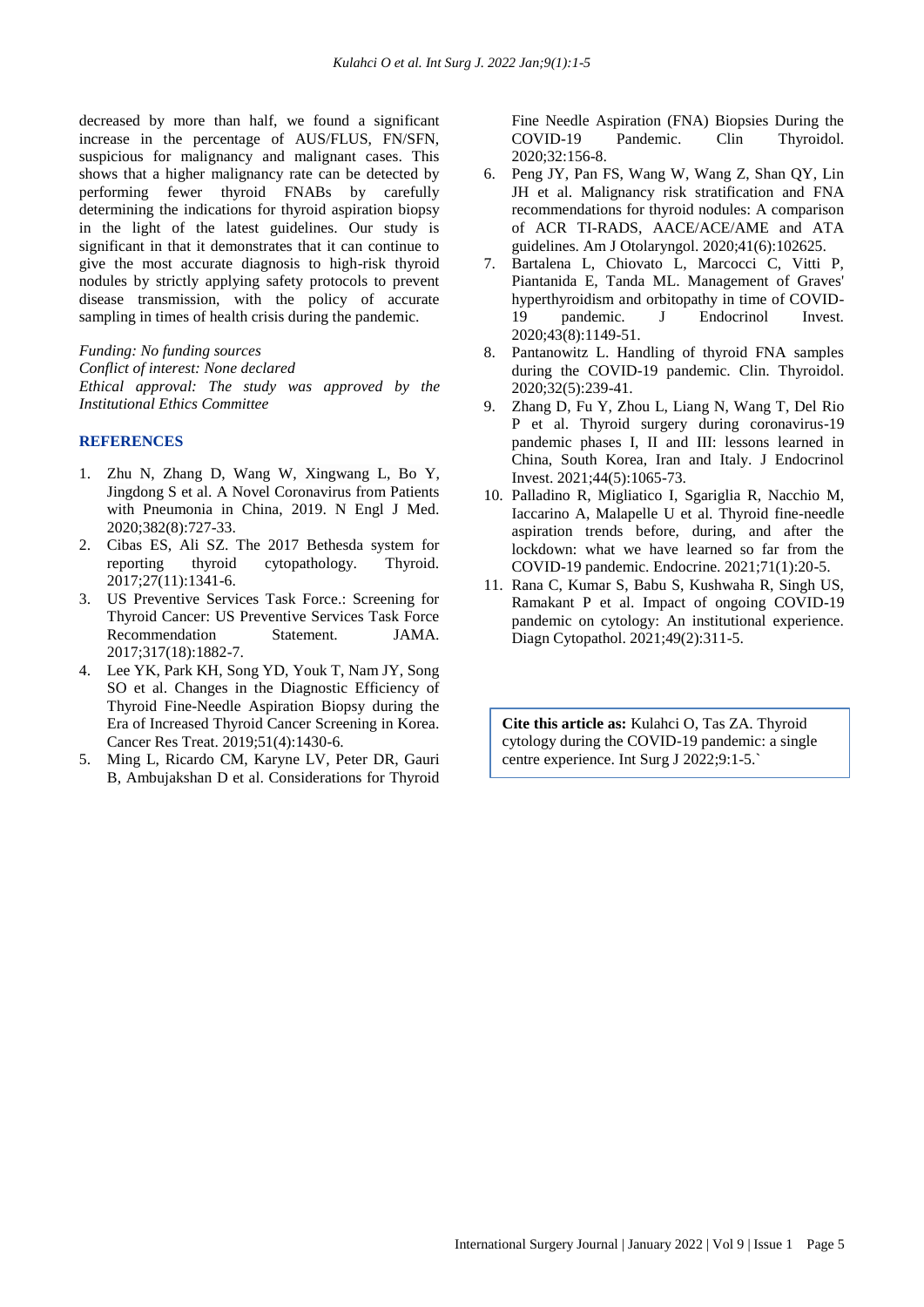decreased by more than half, we found a significant increase in the percentage of AUS/FLUS, FN/SFN, suspicious for malignancy and malignant cases. This shows that a higher malignancy rate can be detected by performing fewer thyroid FNABs by carefully determining the indications for thyroid aspiration biopsy in the light of the latest guidelines. Our study is significant in that it demonstrates that it can continue to give the most accurate diagnosis to high-risk thyroid nodules by strictly applying safety protocols to prevent disease transmission, with the policy of accurate sampling in times of health crisis during the pandemic.

*Funding: No funding sources*
*Conflict of interest: None declared*
*Ethical approval: The study was approved by the Institutional Ethics Committee*

## REFERENCES

1. Zhu N, Zhang D, Wang W, Xingwang L, Bo Y, Jingdong S et al. A Novel Coronavirus from Patients with Pneumonia in China, 2019. N Engl J Med. 2020;382(8):727-33.
2. Cibas ES, Ali SZ. The 2017 Bethesda system for reporting thyroid cytopathology. Thyroid. 2017;27(11):1341-6.
3. US Preventive Services Task Force.: Screening for Thyroid Cancer: US Preventive Services Task Force Recommendation Statement. JAMA. 2017;317(18):1882-7.
4. Lee YK, Park KH, Song YD, Youk T, Nam JY, Song SO et al. Changes in the Diagnostic Efficiency of Thyroid Fine-Needle Aspiration Biopsy during the Era of Increased Thyroid Cancer Screening in Korea. Cancer Res Treat. 2019;51(4):1430-6.
5. Ming L, Ricardo CM, Karyne LV, Peter DR, Gauri B, Ambujakshan D et al. Considerations for Thyroid Fine Needle Aspiration (FNA) Biopsies During the COVID-19 Pandemic. Clin Thyroidol. 2020;32:156-8.
6. Peng JY, Pan FS, Wang W, Wang Z, Shan QY, Lin JH et al. Malignancy risk stratification and FNA recommendations for thyroid nodules: A comparison of ACR TI-RADS, AACE/ACE/AME and ATA guidelines. Am J Otolaryngol. 2020;41(6):102625.
7. Bartalena L, Chiovato L, Marcocci C, Vitti P, Piantanida E, Tanda ML. Management of Graves' hyperthyroidism and orbitopathy in time of COVID-19 pandemic. J Endocrinol Invest. 2020;43(8):1149-51.
8. Pantanowitz L. Handling of thyroid FNA samples during the COVID-19 pandemic. Clin. Thyroidol. 2020;32(5):239-41.
9. Zhang D, Fu Y, Zhou L, Liang N, Wang T, Del Rio P et al. Thyroid surgery during coronavirus-19 pandemic phases I, II and III: lessons learned in China, South Korea, Iran and Italy. J Endocrinol Invest. 2021;44(5):1065-73.
10. Palladino R, Migliatico I, Sgariglia R, Nacchio M, Iaccarino A, Malapelle U et al. Thyroid fine-needle aspiration trends before, during, and after the lockdown: what we have learned so far from the COVID-19 pandemic. Endocrine. 2021;71(1):20-5.
11. Rana C, Kumar S, Babu S, Kushwaha R, Singh US, Ramakant P et al. Impact of ongoing COVID-19 pandemic on cytology: An institutional experience. Diagn Cytopathol. 2021;49(2):311-5.

**Cite this article as:** Kulahci O, Tas ZA. Thyroid cytology during the COVID-19 pandemic: a single centre experience. Int Surg J 2022;9:1-5.`